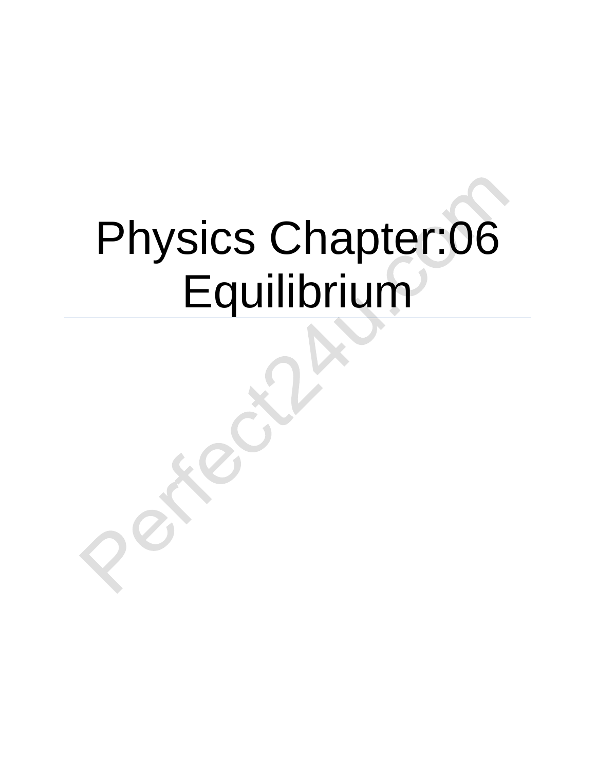# Physics Chapter:06 Equilibrium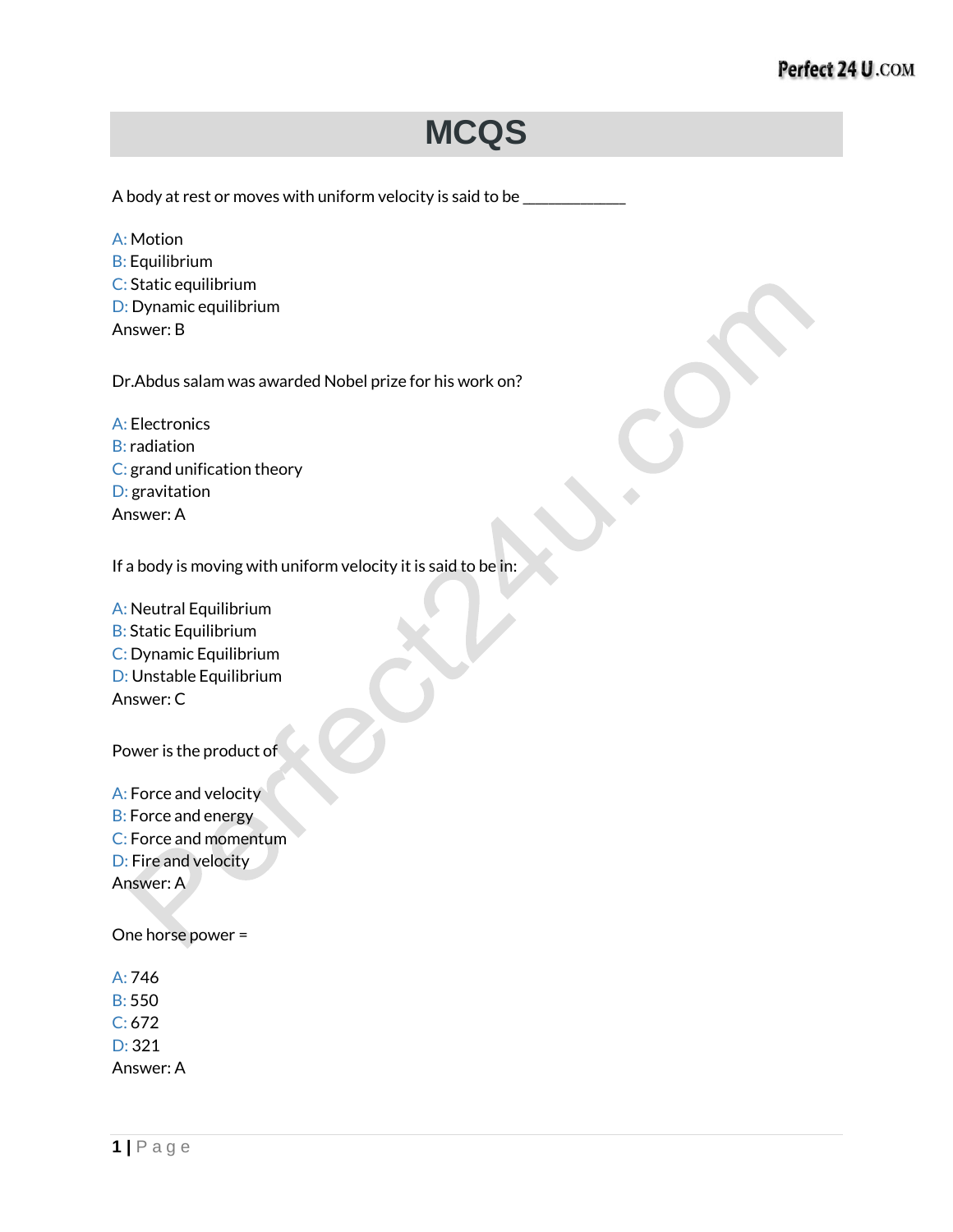# MCQS

A body at rest or moves with uniform velocity is said to be ____________

A: Motion
B: Equilibrium
C: Static equilibrium
D: Dynamic equilibrium
Answer: B

Dr.Abdus salam was awarded Nobel prize for his work on?

A: Electronics
B: radiation
C: grand unification theory
D: gravitation
Answer: A

If a body is moving with uniform velocity it is said to be in:

A: Neutral Equilibrium
B: Static Equilibrium
C: Dynamic Equilibrium
D: Unstable Equilibrium
Answer: C

Power is the product of

A: Force and velocity
B: Force and energy
C: Force and momentum
D: Fire and velocity
Answer: A

One horse power =

A: 746
B: 550
C: 672
D: 321
Answer: A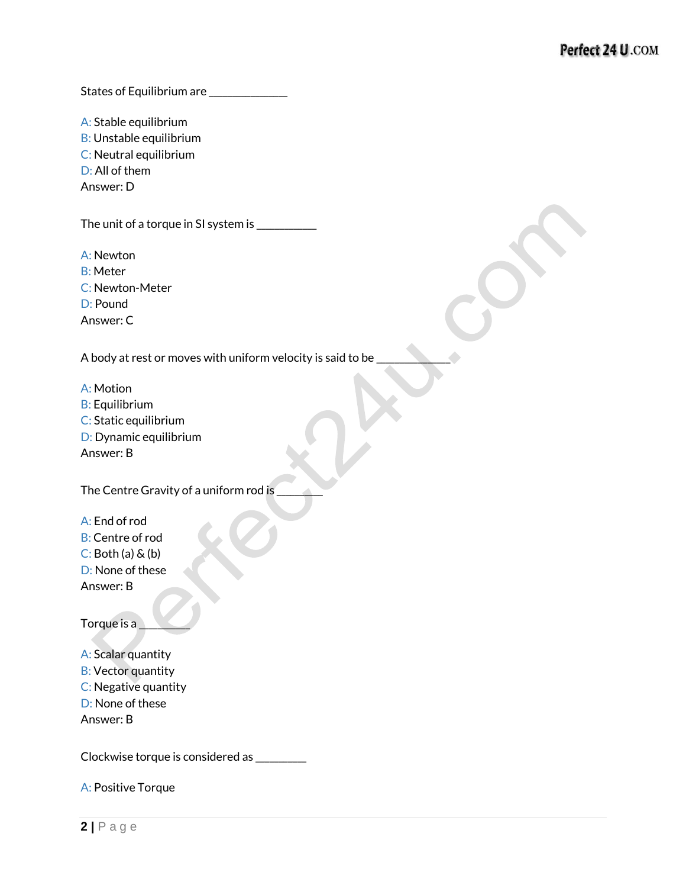States of Equilibrium are _____________

A: Stable equilibrium
B: Unstable equilibrium
C: Neutral equilibrium
D: All of them
Answer: D

The unit of a torque in SI system is __________

A: Newton
B: Meter
C: Newton-Meter
D: Pound
Answer: C

A body at rest or moves with uniform velocity is said to be ____________

A: Motion
B: Equilibrium
C: Static equilibrium
D: Dynamic equilibrium
Answer: B

The Centre Gravity of a uniform rod is ________

A: End of rod
B: Centre of rod
C: Both (a) & (b)
D: None of these
Answer: B

Torque is a ________

A: Scalar quantity
B: Vector quantity
C: Negative quantity
D: None of these
Answer: B

Clockwise torque is considered as ________

A: Positive Torque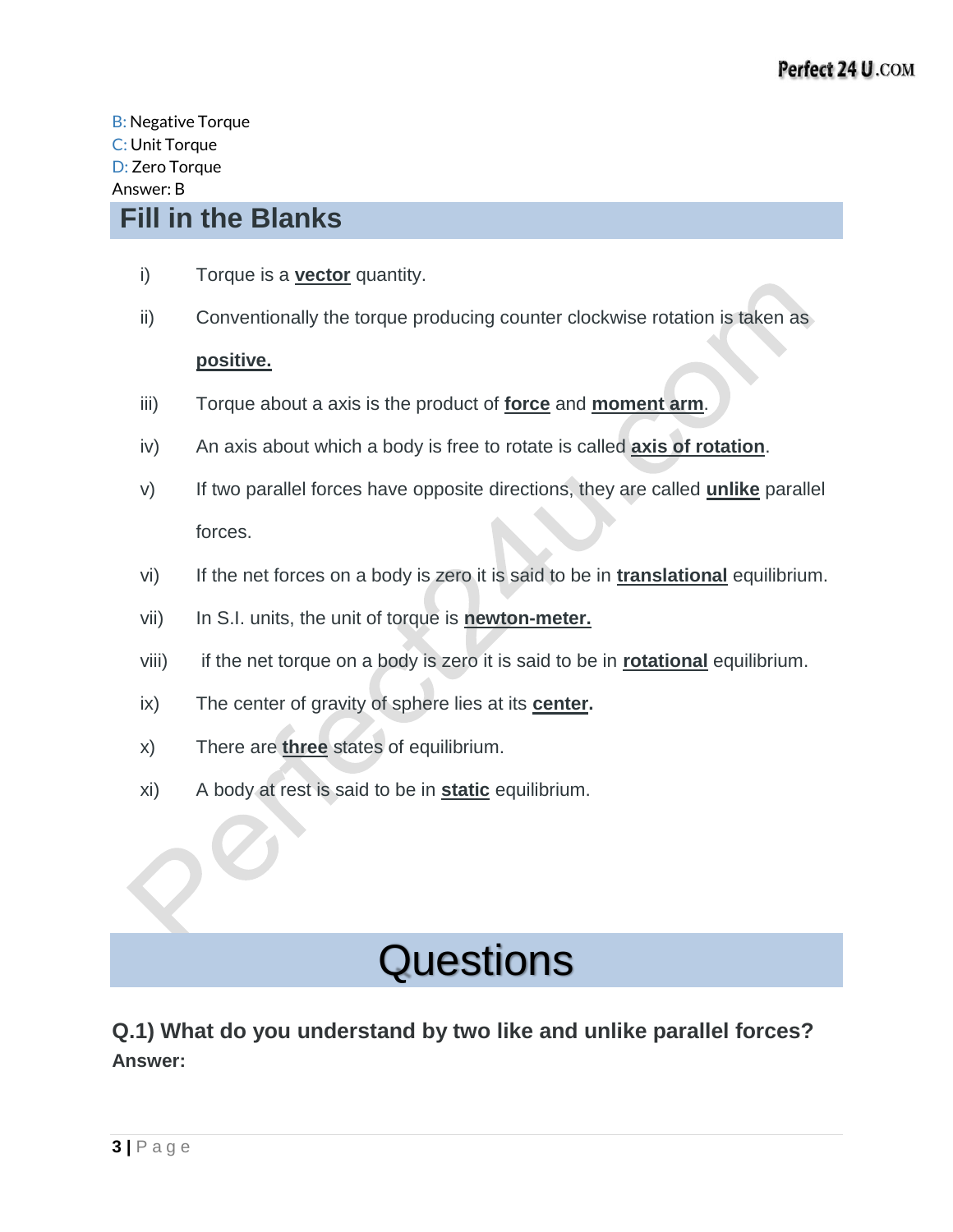B: Negative Torque
C: Unit Torque
D: Zero Torque
Answer: B

## Fill in the Blanks

i) Torque is a **vector** quantity.

ii) Conventionally the torque producing counter clockwise rotation is taken as **positive.**

iii) Torque about a axis is the product of **force** and **moment arm**.

iv) An axis about which a body is free to rotate is called **axis of rotation**.

v) If two parallel forces have opposite directions, they are called **unlike** parallel forces.

vi) If the net forces on a body is zero it is said to be in **translational** equilibrium.

vii) In S.I. units, the unit of torque is **newton-meter.**

viii) if the net torque on a body is zero it is said to be in **rotational** equilibrium.

ix) The center of gravity of sphere lies at its **center.**

x) There are **three** states of equilibrium.

xi) A body at rest is said to be in **static** equilibrium.

# Questions

### Q.1) What do you understand by two like and unlike parallel forces?

**Answer:**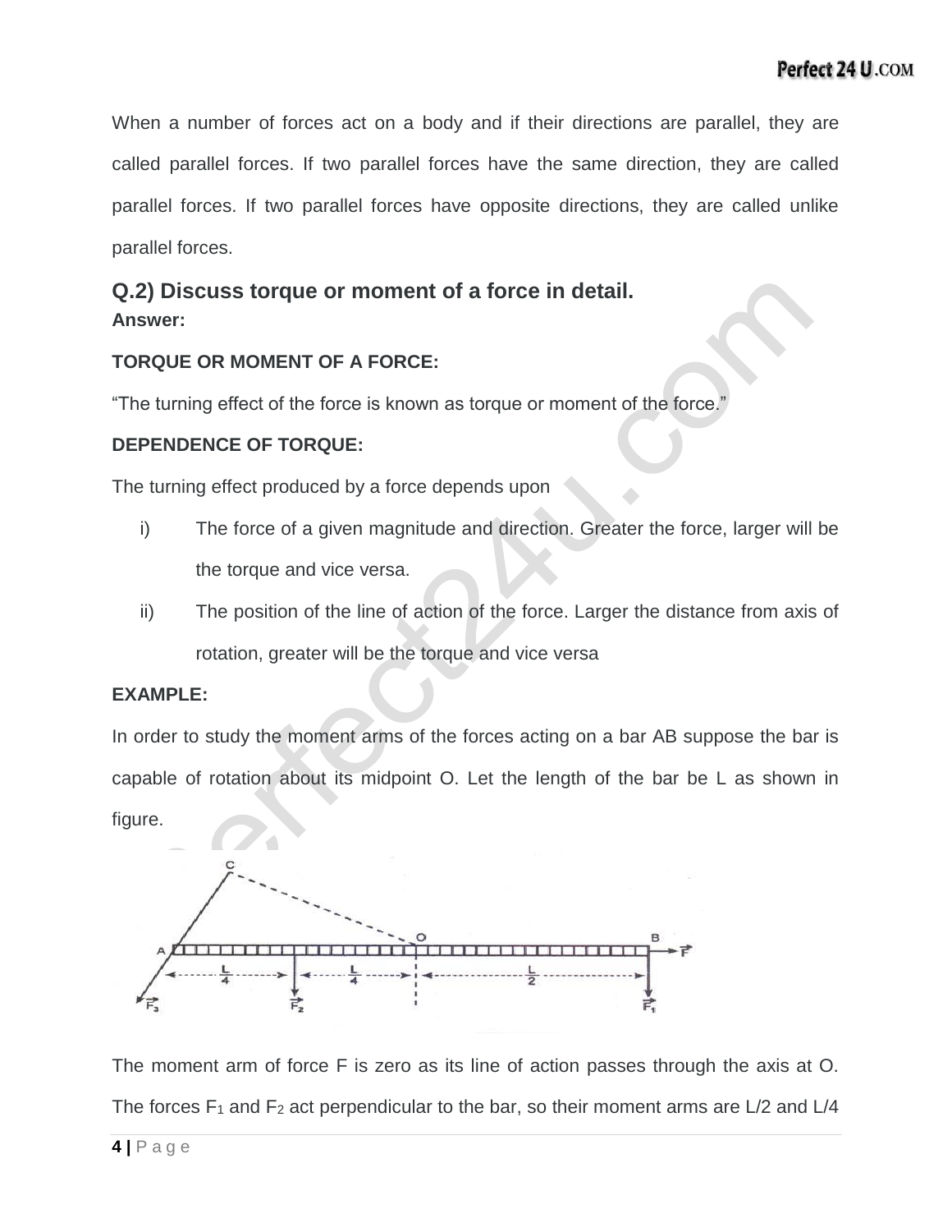When a number of forces act on a body and if their directions are parallel, they are called parallel forces. If two parallel forces have the same direction, they are called parallel forces. If two parallel forces have opposite directions, they are called unlike parallel forces.

## Q.2) Discuss torque or moment of a force in detail.

**Answer:**

**TORQUE OR MOMENT OF A FORCE:**

"The turning effect of the force is known as torque or moment of the force."

**DEPENDENCE OF TORQUE:**

The turning effect produced by a force depends upon

i) The force of a given magnitude and direction. Greater the force, larger will be the torque and vice versa.

ii) The position of the line of action of the force. Larger the distance from axis of rotation, greater will be the torque and vice versa

**EXAMPLE:**

In order to study the moment arms of the forces acting on a bar AB suppose the bar is capable of rotation about its midpoint O. Let the length of the bar be L as shown in figure.

The moment arm of force F is zero as its line of action passes through the axis at O. The forces $F_1$ and $F_2$ act perpendicular to the bar, so their moment arms are L/2 and L/4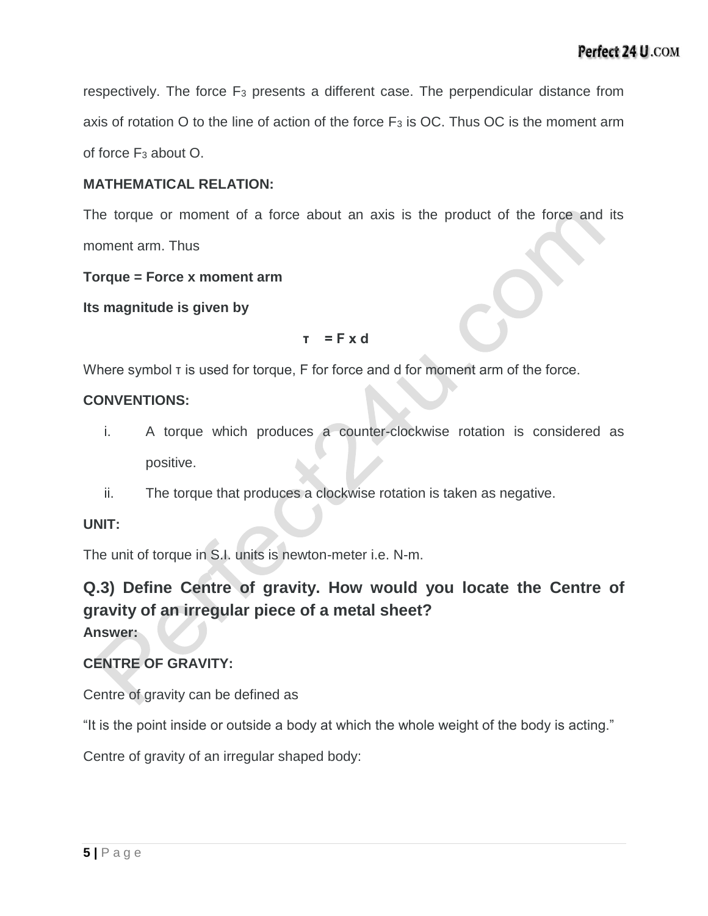respectively. The force $F_3$ presents a different case. The perpendicular distance from axis of rotation O to the line of action of the force $F_3$ is OC. Thus OC is the moment arm of force $F_3$ about O.

**MATHEMATICAL RELATION:**

The torque or moment of a force about an axis is the product of the force and its moment arm. Thus

**Torque = Force x moment arm**

**Its magnitude is given by**

$$\tau = F \times d$$

Where symbol $\tau$ is used for torque, F for force and d for moment arm of the force.

**CONVENTIONS:**

i. A torque which produces a counter-clockwise rotation is considered as positive.

ii. The torque that produces a clockwise rotation is taken as negative.

**UNIT:**

The unit of torque in S.I. units is newton-meter i.e. N-m.

## Q.3) Define Centre of gravity. How would you locate the Centre of gravity of an irregular piece of a metal sheet?

**Answer:**

**CENTRE OF GRAVITY:**

Centre of gravity can be defined as

"It is the point inside or outside a body at which the whole weight of the body is acting."

Centre of gravity of an irregular shaped body: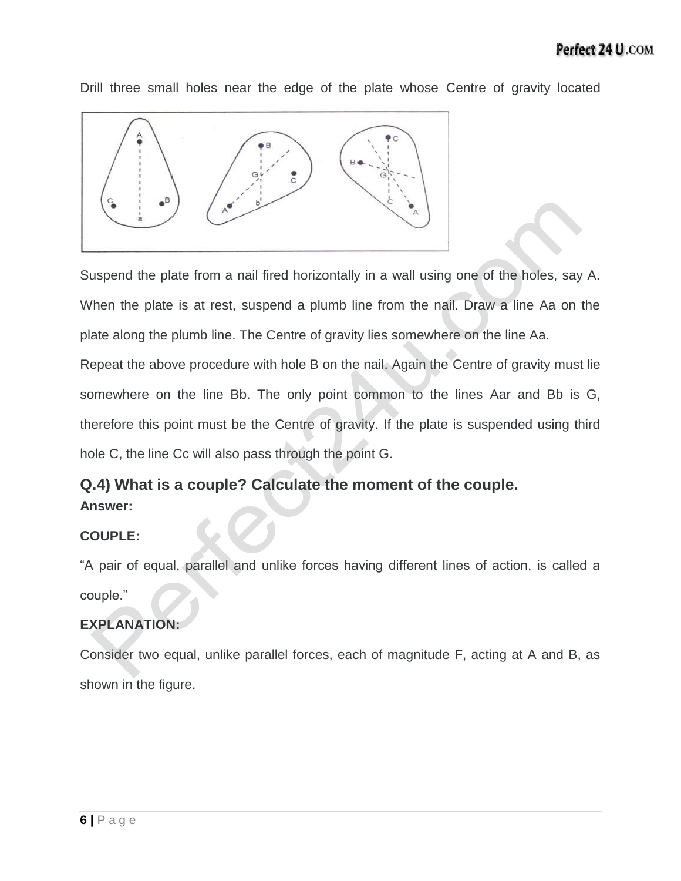Drill three small holes near the edge of the plate whose Centre of gravity located

Suspend the plate from a nail fired horizontally in a wall using one of the holes, say A. When the plate is at rest, suspend a plumb line from the nail. Draw a line Aa on the plate along the plumb line. The Centre of gravity lies somewhere on the line Aa.

Repeat the above procedure with hole B on the nail. Again the Centre of gravity must lie somewhere on the line Bb. The only point common to the lines Aar and Bb is G, therefore this point must be the Centre of gravity. If the plate is suspended using third hole C, the line Cc will also pass through the point G.

## Q.4) What is a couple? Calculate the moment of the couple.

**Answer:**

**COUPLE:**

"A pair of equal, parallel and unlike forces having different lines of action, is called a couple."

**EXPLANATION:**

Consider two equal, unlike parallel forces, each of magnitude F, acting at A and B, as shown in the figure.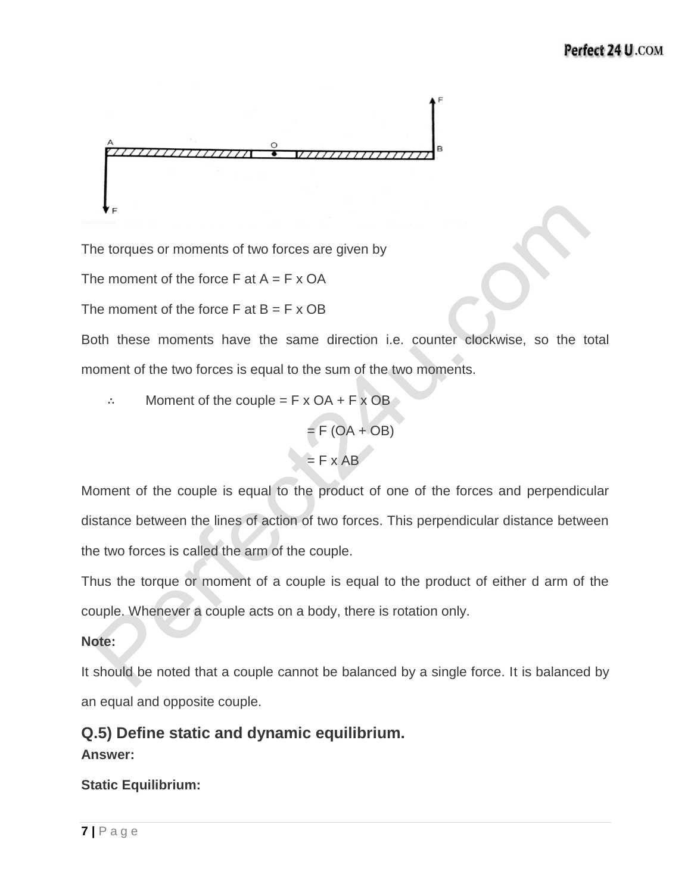The torques or moments of two forces are given by

The moment of the force F at A = F x OA

The moment of the force F at B = F x OB

Both these moments have the same direction i.e. counter clockwise, so the total moment of the two forces is equal to the sum of the two moments.

$\therefore$ Moment of the couple = F x OA + F x OB

= F (OA + OB)

= F x AB

Moment of the couple is equal to the product of one of the forces and perpendicular distance between the lines of action of two forces. This perpendicular distance between the two forces is called the arm of the couple.

Thus the torque or moment of a couple is equal to the product of either d arm of the couple. Whenever a couple acts on a body, there is rotation only.

**Note:**

It should be noted that a couple cannot be balanced by a single force. It is balanced by an equal and opposite couple.

### Q.5) Define static and dynamic equilibrium.

**Answer:**

**Static Equilibrium:**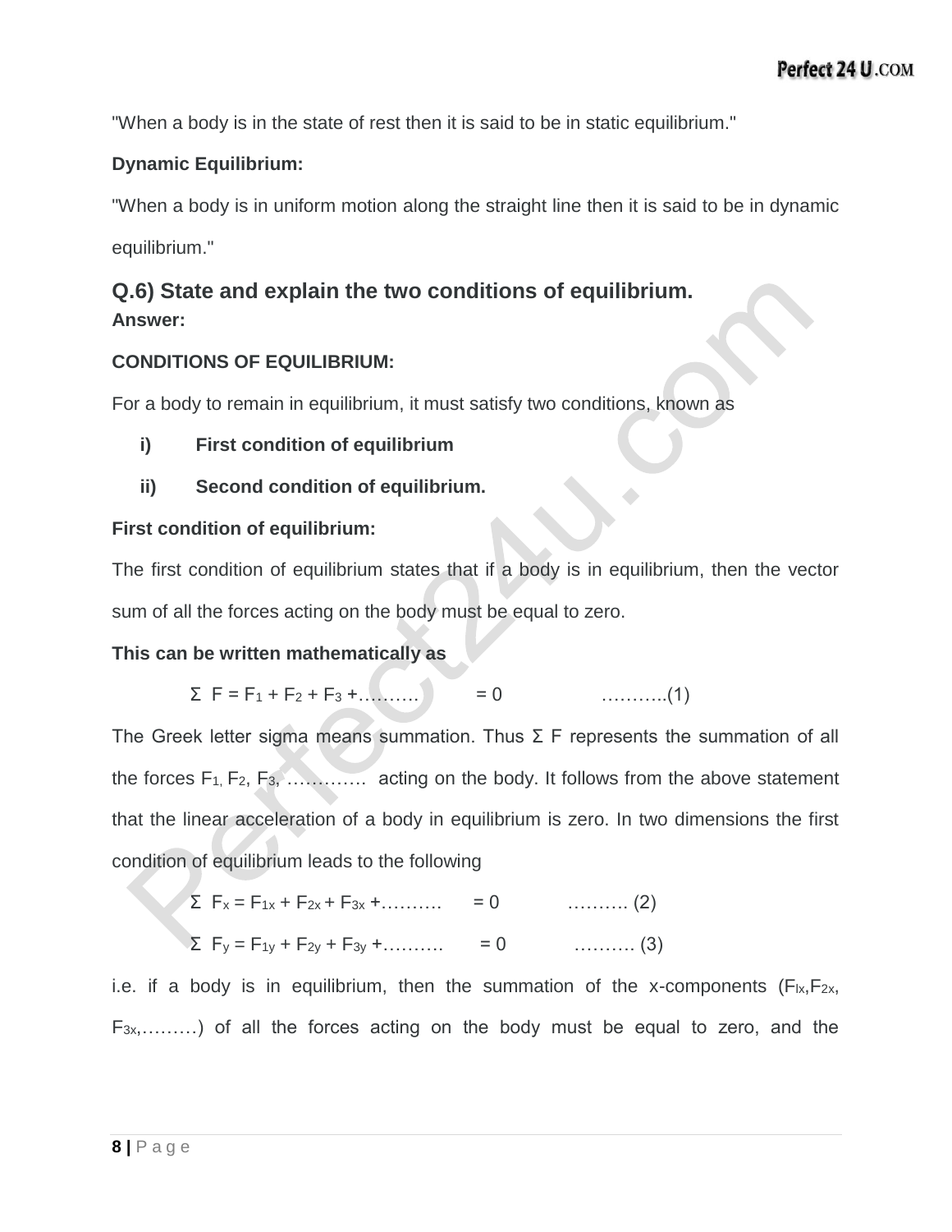"When a body is in the state of rest then it is said to be in static equilibrium."

**Dynamic Equilibrium:**

"When a body is in uniform motion along the straight line then it is said to be in dynamic equilibrium."

### Q.6) State and explain the two conditions of equilibrium.

**Answer:**

**CONDITIONS OF EQUILIBRIUM:**

For a body to remain in equilibrium, it must satisfy two conditions, known as

i) **First condition of equilibrium**

ii) **Second condition of equilibrium.**

**First condition of equilibrium:**

The first condition of equilibrium states that if a body is in equilibrium, then the vector sum of all the forces acting on the body must be equal to zero.

**This can be written mathematically as**

$$\Sigma F = F_1 + F_2 + F_3 + \ldots\ldots\ldots = 0 \qquad \ldots\ldots\ldots..(1)$$

The Greek letter sigma means summation. Thus Σ F represents the summation of all the forces $F_1$, $F_2$, $F_3$, …………. acting on the body. It follows from the above statement that the linear acceleration of a body in equilibrium is zero. In two dimensions the first condition of equilibrium leads to the following

$$\Sigma F_x = F_{1x} + F_{2x} + F_{3x} + \ldots\ldots\ldots = 0 \qquad \ldots\ldots\ldots (2)$$

$$\Sigma F_y = F_{1y} + F_{2y} + F_{3y} + \ldots\ldots\ldots = 0 \qquad \ldots\ldots\ldots (3)$$

i.e. if a body is in equilibrium, then the summation of the x-components ($F_{lx}$,$F_{2x}$, $F_{3x}$,………) of all the forces acting on the body must be equal to zero, and the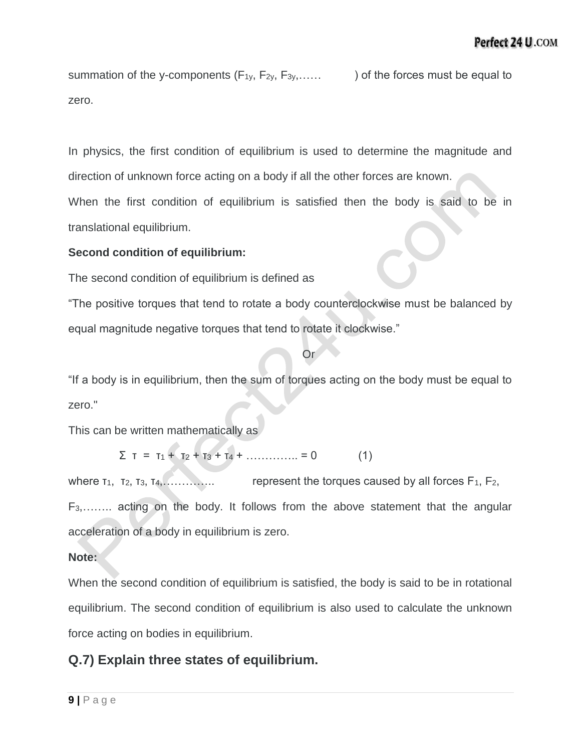summation of the y-components ($F_{1y}$, $F_{2y}$, $F_{3y}$,……      ) of the forces must be equal to zero.

In physics, the first condition of equilibrium is used to determine the magnitude and direction of unknown force acting on a body if all the other forces are known.

When the first condition of equilibrium is satisfied then the body is said to be in translational equilibrium.

**Second condition of equilibrium:**

The second condition of equilibrium is defined as

"The positive torques that tend to rotate a body counterclockwise must be balanced by equal magnitude negative torques that tend to rotate it clockwise."

Or

"If a body is in equilibrium, then the sum of torques acting on the body must be equal to zero."

This can be written mathematically as

$$\Sigma\ \tau = \tau_1 + \tau_2 + \tau_3 + \tau_4 + \ldots\ldots\ldots\ldots = 0 \qquad (1)$$

where $\tau_1$, $\tau_2$, $\tau_3$, $\tau_4$,…………..      represent the torques caused by all forces $F_1$, $F_2$, $F_3$,…….. acting on the body. It follows from the above statement that the angular acceleration of a body in equilibrium is zero.

**Note:**

When the second condition of equilibrium is satisfied, the body is said to be in rotational equilibrium. The second condition of equilibrium is also used to calculate the unknown force acting on bodies in equilibrium.

## Q.7) Explain three states of equilibrium.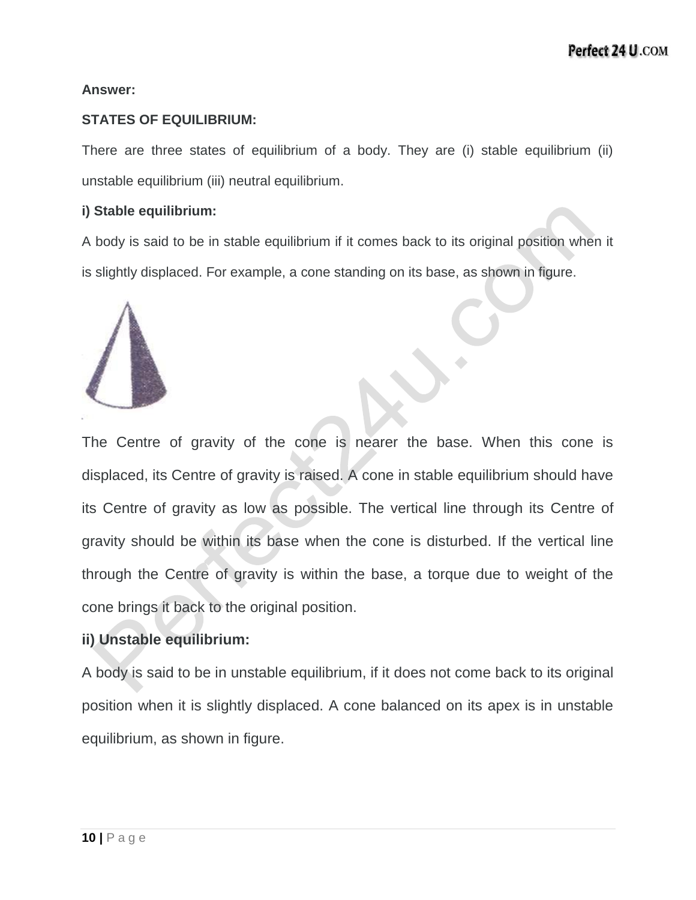**Answer:**

**STATES OF EQUILIBRIUM:**

There are three states of equilibrium of a body. They are (i) stable equilibrium (ii) unstable equilibrium (iii) neutral equilibrium.

**i) Stable equilibrium:**

A body is said to be in stable equilibrium if it comes back to its original position when it is slightly displaced. For example, a cone standing on its base, as shown in figure.

The Centre of gravity of the cone is nearer the base. When this cone is displaced, its Centre of gravity is raised. A cone in stable equilibrium should have its Centre of gravity as low as possible. The vertical line through its Centre of gravity should be within its base when the cone is disturbed. If the vertical line through the Centre of gravity is within the base, a torque due to weight of the cone brings it back to the original position.

**ii) Unstable equilibrium:**

A body is said to be in unstable equilibrium, if it does not come back to its original position when it is slightly displaced. A cone balanced on its apex is in unstable equilibrium, as shown in figure.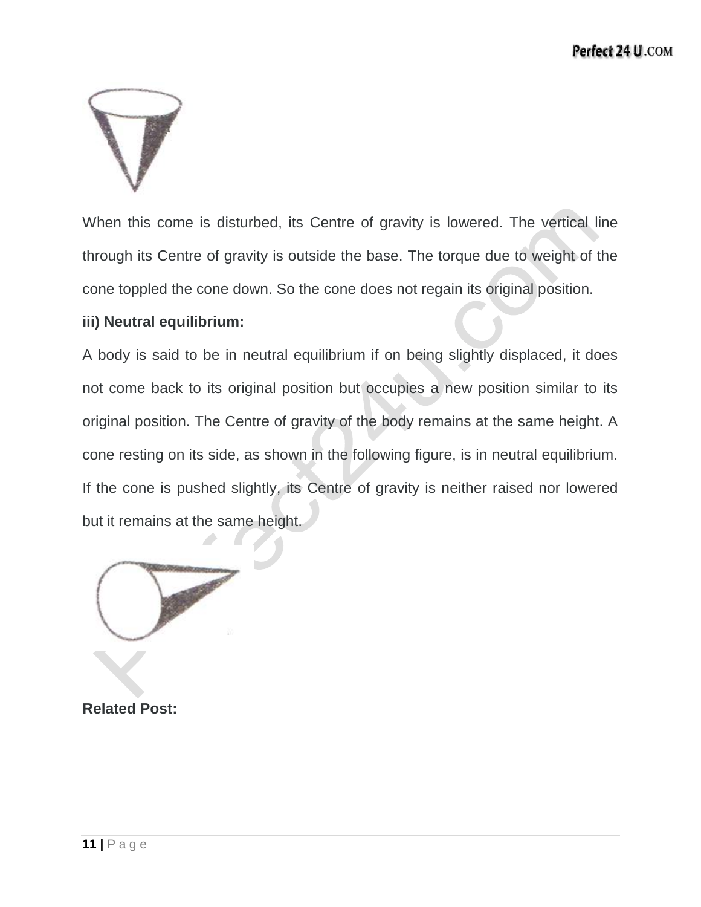When this come is disturbed, its Centre of gravity is lowered. The vertical line through its Centre of gravity is outside the base. The torque due to weight of the cone toppled the cone down. So the cone does not regain its original position.

**iii) Neutral equilibrium:**

A body is said to be in neutral equilibrium if on being slightly displaced, it does not come back to its original position but occupies a new position similar to its original position. The Centre of gravity of the body remains at the same height. A cone resting on its side, as shown in the following figure, is in neutral equilibrium. If the cone is pushed slightly, its Centre of gravity is neither raised nor lowered but it remains at the same height.

**Related Post:**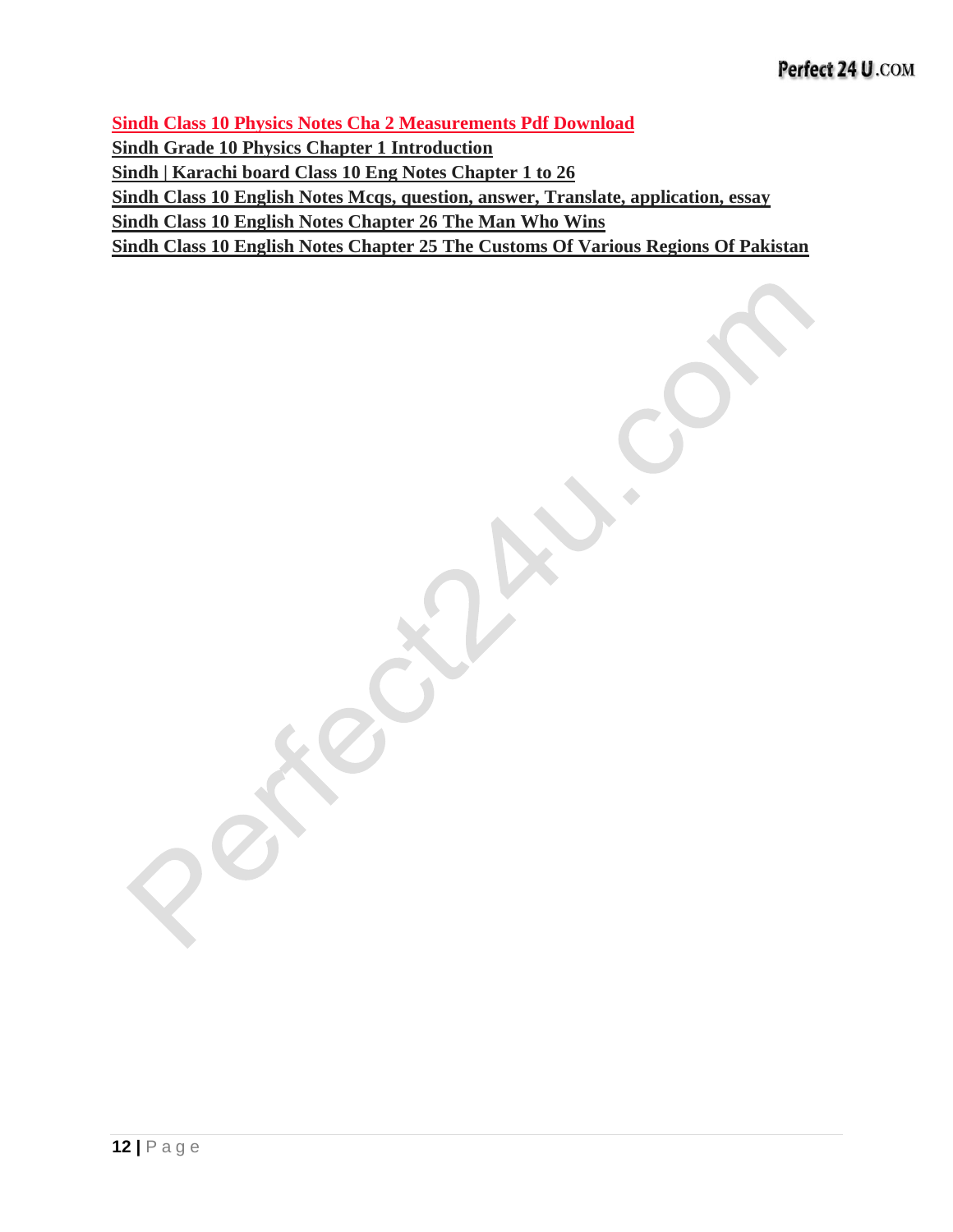**Sindh Class 10 Physics Notes Cha 2 Measurements Pdf Download**

**Sindh Grade 10 Physics Chapter 1 Introduction**

**Sindh | Karachi board Class 10 Eng Notes Chapter 1 to 26**

**Sindh Class 10 English Notes Mcqs, question, answer, Translate, application, essay**

**Sindh Class 10 English Notes Chapter 26 The Man Who Wins**

**Sindh Class 10 English Notes Chapter 25 The Customs Of Various Regions Of Pakistan**